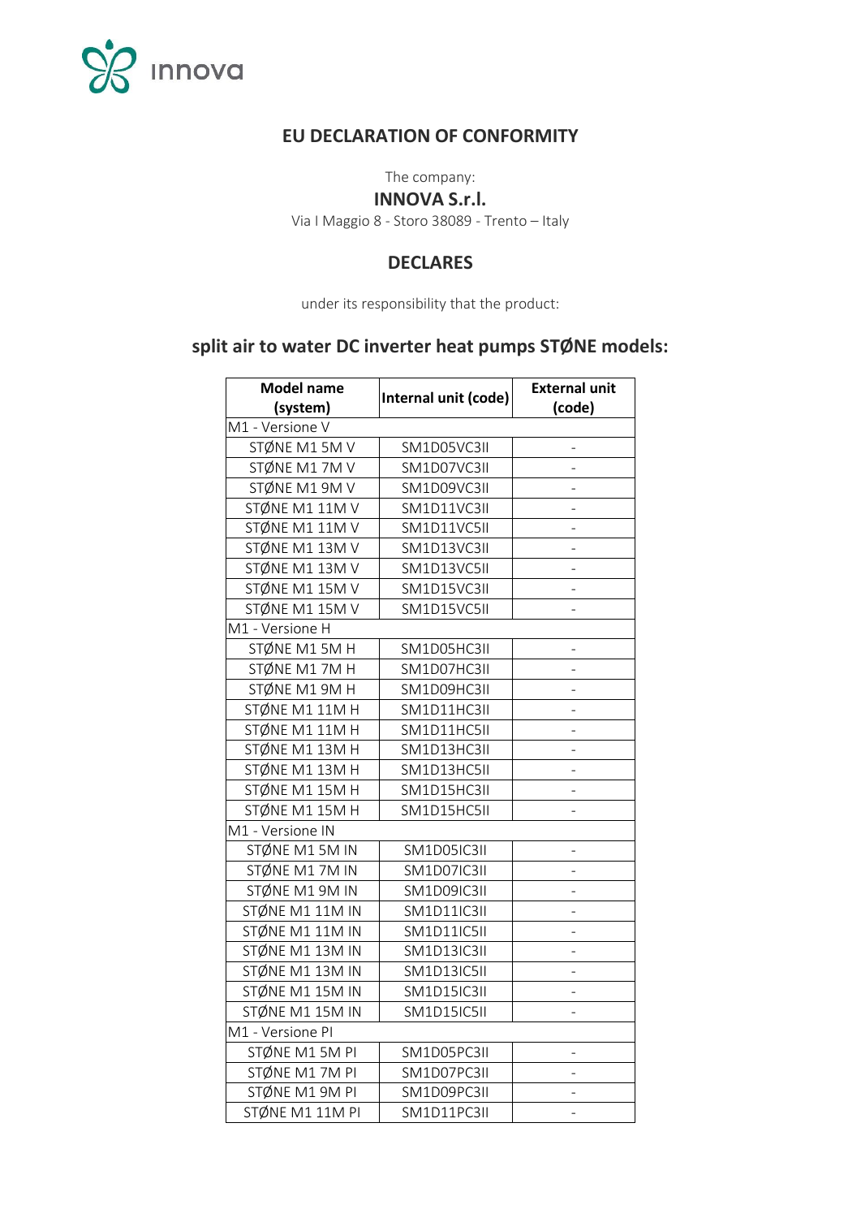innova

# EU DECLARATION OF CONFORMITY

The company:

**INNOVA S.r.l.**

Via I Maggio 8 - Storo 38089 - Trento – Italy

## DECLARES

under its responsibility that the product:

## split air to water DC inverter heat pumps STØNE models:

| Model name (system) | Internal unit (code) | External unit (code) |
|---|---|---|
| M1 - Versione V | | |
| STØNE M1 5M V | SM1D05VC3II | - |
| STØNE M1 7M V | SM1D07VC3II | - |
| STØNE M1 9M V | SM1D09VC3II | - |
| STØNE M1 11M V | SM1D11VC3II | - |
| STØNE M1 11M V | SM1D11VC5II | - |
| STØNE M1 13M V | SM1D13VC3II | - |
| STØNE M1 13M V | SM1D13VC5II | - |
| STØNE M1 15M V | SM1D15VC3II | - |
| STØNE M1 15M V | SM1D15VC5II | - |
| M1 - Versione H | | |
| STØNE M1 5M H | SM1D05HC3II | - |
| STØNE M1 7M H | SM1D07HC3II | - |
| STØNE M1 9M H | SM1D09HC3II | - |
| STØNE M1 11M H | SM1D11HC3II | - |
| STØNE M1 11M H | SM1D11HC5II | - |
| STØNE M1 13M H | SM1D13HC3II | - |
| STØNE M1 13M H | SM1D13HC5II | - |
| STØNE M1 15M H | SM1D15HC3II | - |
| STØNE M1 15M H | SM1D15HC5II | - |
| M1 - Versione IN | | |
| STØNE M1 5M IN | SM1D05IC3II | - |
| STØNE M1 7M IN | SM1D07IC3II | - |
| STØNE M1 9M IN | SM1D09IC3II | - |
| STØNE M1 11M IN | SM1D11IC3II | - |
| STØNE M1 11M IN | SM1D11IC5II | - |
| STØNE M1 13M IN | SM1D13IC3II | - |
| STØNE M1 13M IN | SM1D13IC5II | - |
| STØNE M1 15M IN | SM1D15IC3II | - |
| STØNE M1 15M IN | SM1D15IC5II | - |
| M1 - Versione PI | | |
| STØNE M1 5M PI | SM1D05PC3II | - |
| STØNE M1 7M PI | SM1D07PC3II | - |
| STØNE M1 9M PI | SM1D09PC3II | - |
| STØNE M1 11M PI | SM1D11PC3II | - |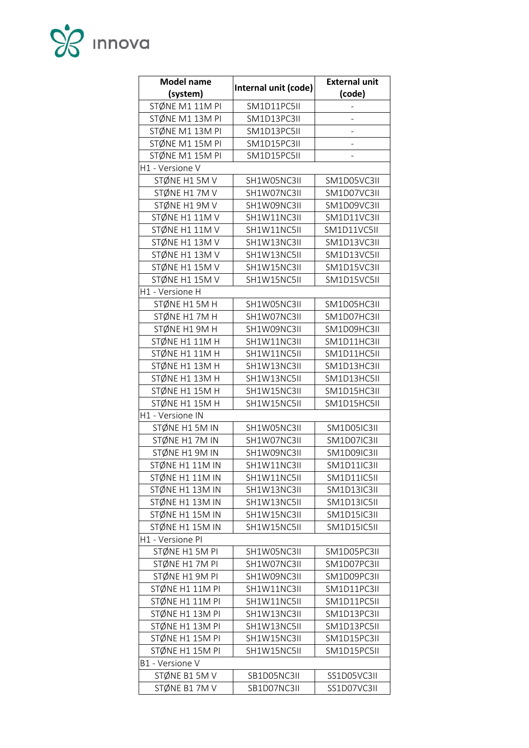| Model name (system) | Internal unit (code) | External unit (code) |
|---|---|---|
| STØNE M1 11M PI | SM1D11PC5II | - |
| STØNE M1 13M PI | SM1D13PC3II | - |
| STØNE M1 13M PI | SM1D13PC5II | - |
| STØNE M1 15M PI | SM1D15PC3II | - |
| STØNE M1 15M PI | SM1D15PC5II | - |
| H1 - Versione V | | |
| STØNE H1 5M V | SH1W05NC3II | SM1D05VC3II |
| STØNE H1 7M V | SH1W07NC3II | SM1D07VC3II |
| STØNE H1 9M V | SH1W09NC3II | SM1D09VC3II |
| STØNE H1 11M V | SH1W11NC3II | SM1D11VC3II |
| STØNE H1 11M V | SH1W11NC5II | SM1D11VC5II |
| STØNE H1 13M V | SH1W13NC3II | SM1D13VC3II |
| STØNE H1 13M V | SH1W13NC5II | SM1D13VC5II |
| STØNE H1 15M V | SH1W15NC3II | SM1D15VC3II |
| STØNE H1 15M V | SH1W15NC5II | SM1D15VC5II |
| H1 - Versione H | | |
| STØNE H1 5M H | SH1W05NC3II | SM1D05HC3II |
| STØNE H1 7M H | SH1W07NC3II | SM1D07HC3II |
| STØNE H1 9M H | SH1W09NC3II | SM1D09HC3II |
| STØNE H1 11M H | SH1W11NC3II | SM1D11HC3II |
| STØNE H1 11M H | SH1W11NC5II | SM1D11HC5II |
| STØNE H1 13M H | SH1W13NC3II | SM1D13HC3II |
| STØNE H1 13M H | SH1W13NC5II | SM1D13HC5II |
| STØNE H1 15M H | SH1W15NC3II | SM1D15HC3II |
| STØNE H1 15M H | SH1W15NC5II | SM1D15HC5II |
| H1 - Versione IN | | |
| STØNE H1 5M IN | SH1W05NC3II | SM1D05IC3II |
| STØNE H1 7M IN | SH1W07NC3II | SM1D07IC3II |
| STØNE H1 9M IN | SH1W09NC3II | SM1D09IC3II |
| STØNE H1 11M IN | SH1W11NC3II | SM1D11IC3II |
| STØNE H1 11M IN | SH1W11NC5II | SM1D11IC5II |
| STØNE H1 13M IN | SH1W13NC3II | SM1D13IC3II |
| STØNE H1 13M IN | SH1W13NC5II | SM1D13IC5II |
| STØNE H1 15M IN | SH1W15NC3II | SM1D15IC3II |
| STØNE H1 15M IN | SH1W15NC5II | SM1D15IC5II |
| H1 - Versione PI | | |
| STØNE H1 5M PI | SH1W05NC3II | SM1D05PC3II |
| STØNE H1 7M PI | SH1W07NC3II | SM1D07PC3II |
| STØNE H1 9M PI | SH1W09NC3II | SM1D09PC3II |
| STØNE H1 11M PI | SH1W11NC3II | SM1D11PC3II |
| STØNE H1 11M PI | SH1W11NC5II | SM1D11PC5II |
| STØNE H1 13M PI | SH1W13NC3II | SM1D13PC3II |
| STØNE H1 13M PI | SH1W13NC5II | SM1D13PC5II |
| STØNE H1 15M PI | SH1W15NC3II | SM1D15PC3II |
| STØNE H1 15M PI | SH1W15NC5II | SM1D15PC5II |
| B1 - Versione V | | |
| STØNE B1 5M V | SB1D05NC3II | SS1D05VC3II |
| STØNE B1 7M V | SB1D07NC3II | SS1D07VC3II |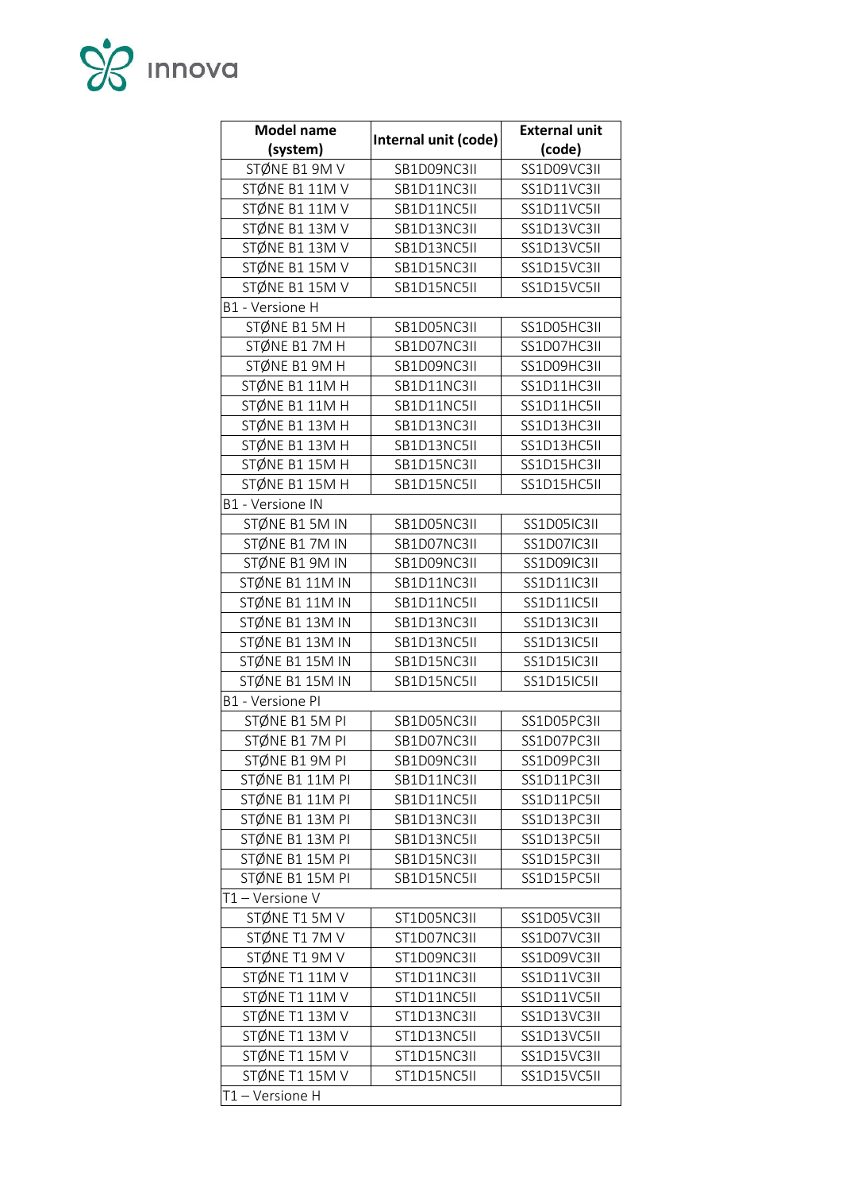| Model name (system) | Internal unit (code) | External unit (code) |
|---|---|---|
| STØNE B1 9M V | SB1D09NC3II | SS1D09VC3II |
| STØNE B1 11M V | SB1D11NC3II | SS1D11VC3II |
| STØNE B1 11M V | SB1D11NC5II | SS1D11VC5II |
| STØNE B1 13M V | SB1D13NC3II | SS1D13VC3II |
| STØNE B1 13M V | SB1D13NC5II | SS1D13VC5II |
| STØNE B1 15M V | SB1D15NC3II | SS1D15VC3II |
| STØNE B1 15M V | SB1D15NC5II | SS1D15VC5II |
| B1 - Versione H | | |
| STØNE B1 5M H | SB1D05NC3II | SS1D05HC3II |
| STØNE B1 7M H | SB1D07NC3II | SS1D07HC3II |
| STØNE B1 9M H | SB1D09NC3II | SS1D09HC3II |
| STØNE B1 11M H | SB1D11NC3II | SS1D11HC3II |
| STØNE B1 11M H | SB1D11NC5II | SS1D11HC5II |
| STØNE B1 13M H | SB1D13NC3II | SS1D13HC3II |
| STØNE B1 13M H | SB1D13NC5II | SS1D13HC5II |
| STØNE B1 15M H | SB1D15NC3II | SS1D15HC3II |
| STØNE B1 15M H | SB1D15NC5II | SS1D15HC5II |
| B1 - Versione IN | | |
| STØNE B1 5M IN | SB1D05NC3II | SS1D05IC3II |
| STØNE B1 7M IN | SB1D07NC3II | SS1D07IC3II |
| STØNE B1 9M IN | SB1D09NC3II | SS1D09IC3II |
| STØNE B1 11M IN | SB1D11NC3II | SS1D11IC3II |
| STØNE B1 11M IN | SB1D11NC5II | SS1D11IC5II |
| STØNE B1 13M IN | SB1D13NC3II | SS1D13IC3II |
| STØNE B1 13M IN | SB1D13NC5II | SS1D13IC5II |
| STØNE B1 15M IN | SB1D15NC3II | SS1D15IC3II |
| STØNE B1 15M IN | SB1D15NC5II | SS1D15IC5II |
| B1 - Versione PI | | |
| STØNE B1 5M PI | SB1D05NC3II | SS1D05PC3II |
| STØNE B1 7M PI | SB1D07NC3II | SS1D07PC3II |
| STØNE B1 9M PI | SB1D09NC3II | SS1D09PC3II |
| STØNE B1 11M PI | SB1D11NC3II | SS1D11PC3II |
| STØNE B1 11M PI | SB1D11NC5II | SS1D11PC5II |
| STØNE B1 13M PI | SB1D13NC3II | SS1D13PC3II |
| STØNE B1 13M PI | SB1D13NC5II | SS1D13PC5II |
| STØNE B1 15M PI | SB1D15NC3II | SS1D15PC3II |
| STØNE B1 15M PI | SB1D15NC5II | SS1D15PC5II |
| T1 – Versione V | | |
| STØNE T1 5M V | ST1D05NC3II | SS1D05VC3II |
| STØNE T1 7M V | ST1D07NC3II | SS1D07VC3II |
| STØNE T1 9M V | ST1D09NC3II | SS1D09VC3II |
| STØNE T1 11M V | ST1D11NC3II | SS1D11VC3II |
| STØNE T1 11M V | ST1D11NC5II | SS1D11VC5II |
| STØNE T1 13M V | ST1D13NC3II | SS1D13VC3II |
| STØNE T1 13M V | ST1D13NC5II | SS1D13VC5II |
| STØNE T1 15M V | ST1D15NC3II | SS1D15VC3II |
| STØNE T1 15M V | ST1D15NC5II | SS1D15VC5II |
| T1 – Versione H | | |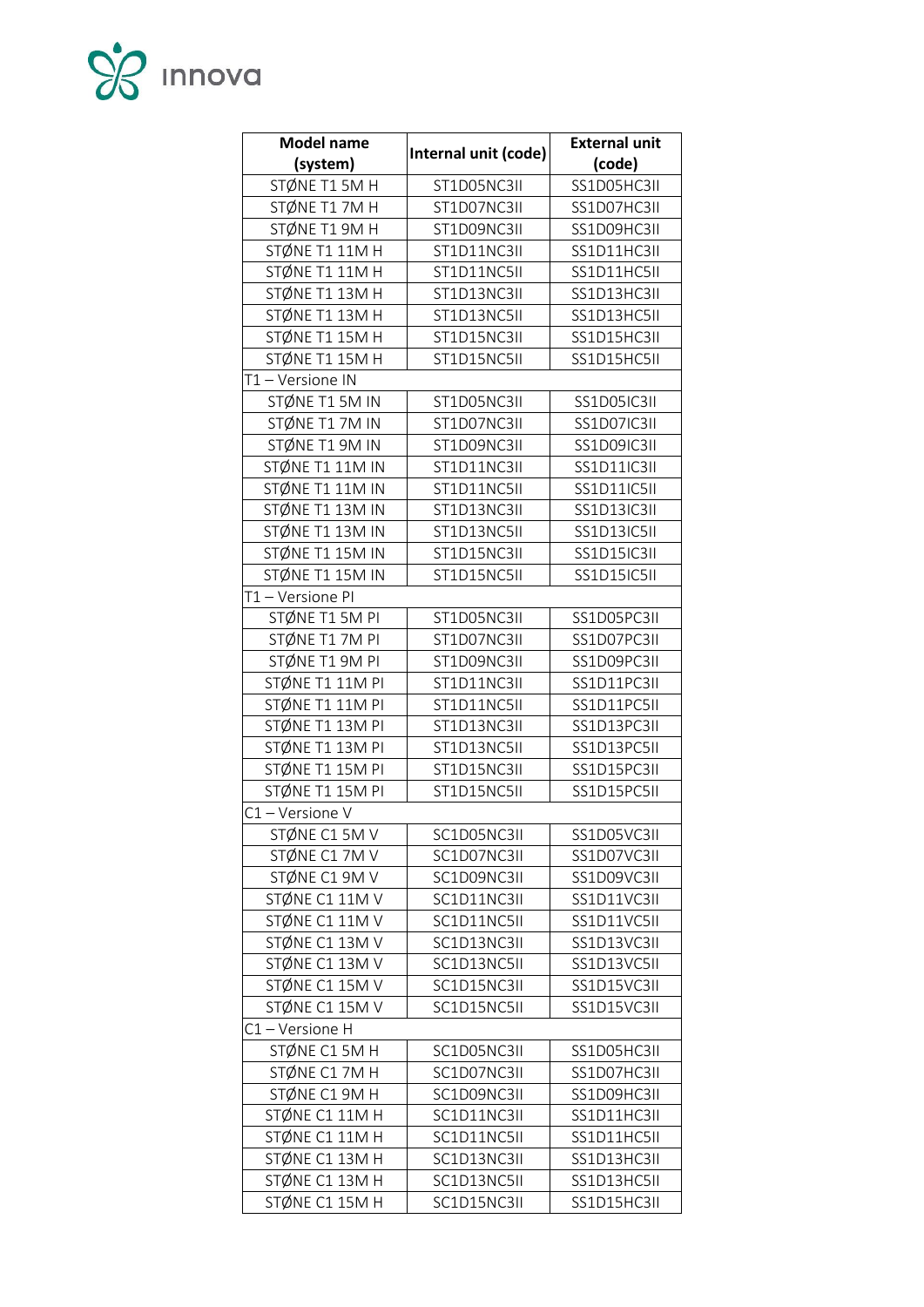| Model name (system) | Internal unit (code) | External unit (code) |
|---|---|---|
| STØNE T1 5M H | ST1D05NC3II | SS1D05HC3II |
| STØNE T1 7M H | ST1D07NC3II | SS1D07HC3II |
| STØNE T1 9M H | ST1D09NC3II | SS1D09HC3II |
| STØNE T1 11M H | ST1D11NC3II | SS1D11HC3II |
| STØNE T1 11M H | ST1D11NC5II | SS1D11HC5II |
| STØNE T1 13M H | ST1D13NC3II | SS1D13HC3II |
| STØNE T1 13M H | ST1D13NC5II | SS1D13HC5II |
| STØNE T1 15M H | ST1D15NC3II | SS1D15HC3II |
| STØNE T1 15M H | ST1D15NC5II | SS1D15HC5II |
| T1 – Versione IN | | |
| STØNE T1 5M IN | ST1D05NC3II | SS1D05IC3II |
| STØNE T1 7M IN | ST1D07NC3II | SS1D07IC3II |
| STØNE T1 9M IN | ST1D09NC3II | SS1D09IC3II |
| STØNE T1 11M IN | ST1D11NC3II | SS1D11IC3II |
| STØNE T1 11M IN | ST1D11NC5II | SS1D11IC5II |
| STØNE T1 13M IN | ST1D13NC3II | SS1D13IC3II |
| STØNE T1 13M IN | ST1D13NC5II | SS1D13IC5II |
| STØNE T1 15M IN | ST1D15NC3II | SS1D15IC3II |
| STØNE T1 15M IN | ST1D15NC5II | SS1D15IC5II |
| T1 – Versione PI | | |
| STØNE T1 5M PI | ST1D05NC3II | SS1D05PC3II |
| STØNE T1 7M PI | ST1D07NC3II | SS1D07PC3II |
| STØNE T1 9M PI | ST1D09NC3II | SS1D09PC3II |
| STØNE T1 11M PI | ST1D11NC3II | SS1D11PC3II |
| STØNE T1 11M PI | ST1D11NC5II | SS1D11PC5II |
| STØNE T1 13M PI | ST1D13NC3II | SS1D13PC3II |
| STØNE T1 13M PI | ST1D13NC5II | SS1D13PC5II |
| STØNE T1 15M PI | ST1D15NC3II | SS1D15PC3II |
| STØNE T1 15M PI | ST1D15NC5II | SS1D15PC5II |
| C1 – Versione V | | |
| STØNE C1 5M V | SC1D05NC3II | SS1D05VC3II |
| STØNE C1 7M V | SC1D07NC3II | SS1D07VC3II |
| STØNE C1 9M V | SC1D09NC3II | SS1D09VC3II |
| STØNE C1 11M V | SC1D11NC3II | SS1D11VC3II |
| STØNE C1 11M V | SC1D11NC5II | SS1D11VC5II |
| STØNE C1 13M V | SC1D13NC3II | SS1D13VC3II |
| STØNE C1 13M V | SC1D13NC5II | SS1D13VC5II |
| STØNE C1 15M V | SC1D15NC3II | SS1D15VC3II |
| STØNE C1 15M V | SC1D15NC5II | SS1D15VC3II |
| C1 – Versione H | | |
| STØNE C1 5M H | SC1D05NC3II | SS1D05HC3II |
| STØNE C1 7M H | SC1D07NC3II | SS1D07HC3II |
| STØNE C1 9M H | SC1D09NC3II | SS1D09HC3II |
| STØNE C1 11M H | SC1D11NC3II | SS1D11HC3II |
| STØNE C1 11M H | SC1D11NC5II | SS1D11HC5II |
| STØNE C1 13M H | SC1D13NC3II | SS1D13HC3II |
| STØNE C1 13M H | SC1D13NC5II | SS1D13HC5II |
| STØNE C1 15M H | SC1D15NC3II | SS1D15HC3II |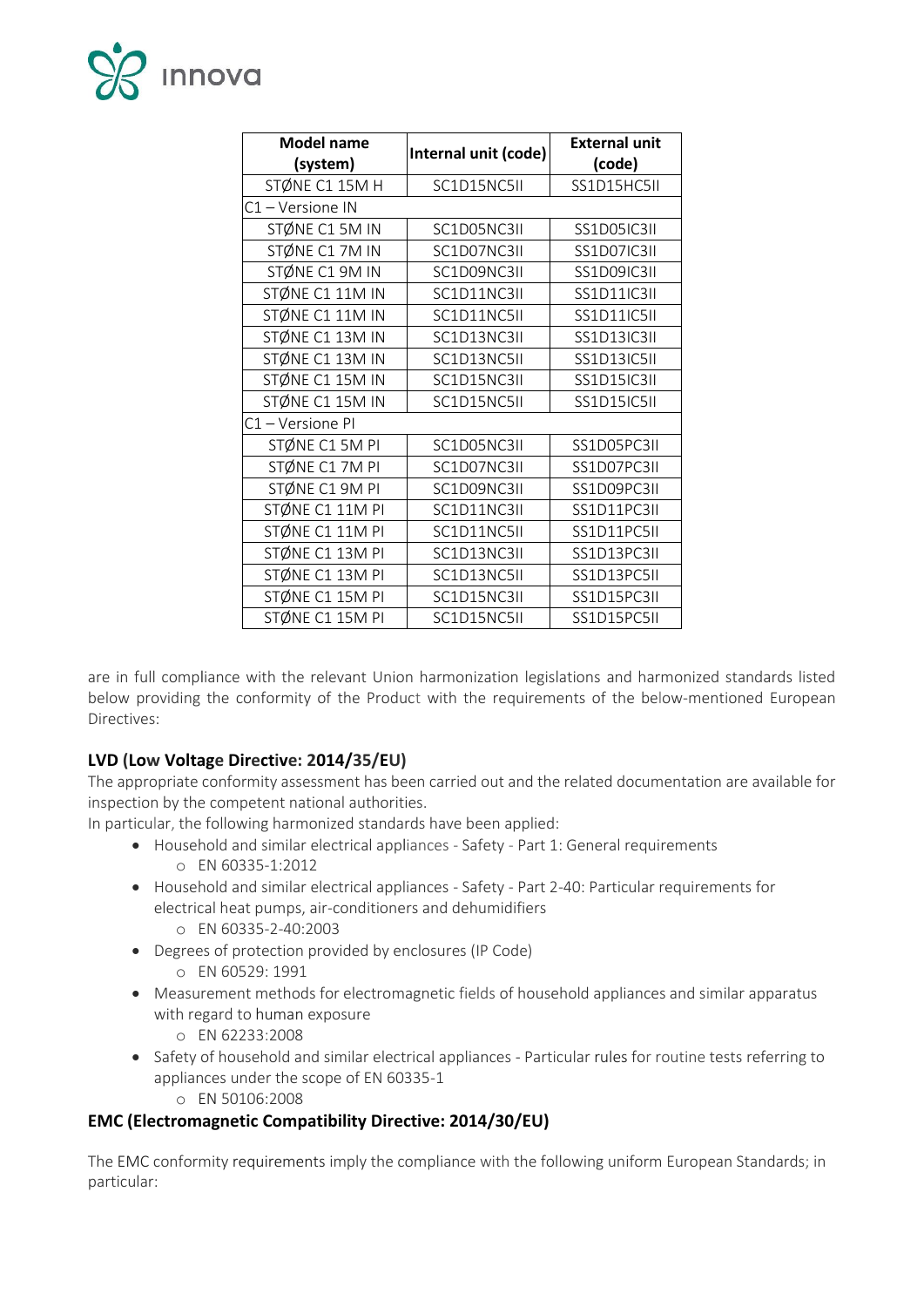| Model name (system) | Internal unit (code) | External unit (code) |
|---|---|---|
| STØNE C1 15M H | SC1D15NC5II | SS1D15HC5II |
| C1 – Versione IN | | |
| STØNE C1 5M IN | SC1D05NC3II | SS1D05IC3II |
| STØNE C1 7M IN | SC1D07NC3II | SS1D07IC3II |
| STØNE C1 9M IN | SC1D09NC3II | SS1D09IC3II |
| STØNE C1 11M IN | SC1D11NC3II | SS1D11IC3II |
| STØNE C1 11M IN | SC1D11NC5II | SS1D11IC5II |
| STØNE C1 13M IN | SC1D13NC3II | SS1D13IC3II |
| STØNE C1 13M IN | SC1D13NC5II | SS1D13IC5II |
| STØNE C1 15M IN | SC1D15NC3II | SS1D15IC3II |
| STØNE C1 15M IN | SC1D15NC5II | SS1D15IC5II |
| C1 – Versione PI | | |
| STØNE C1 5M PI | SC1D05NC3II | SS1D05PC3II |
| STØNE C1 7M PI | SC1D07NC3II | SS1D07PC3II |
| STØNE C1 9M PI | SC1D09NC3II | SS1D09PC3II |
| STØNE C1 11M PI | SC1D11NC3II | SS1D11PC3II |
| STØNE C1 11M PI | SC1D11NC5II | SS1D11PC5II |
| STØNE C1 13M PI | SC1D13NC3II | SS1D13PC3II |
| STØNE C1 13M PI | SC1D13NC5II | SS1D13PC5II |
| STØNE C1 15M PI | SC1D15NC3II | SS1D15PC3II |
| STØNE C1 15M PI | SC1D15NC5II | SS1D15PC5II |

are in full compliance with the relevant Union harmonization legislations and harmonized standards listed below providing the conformity of the Product with the requirements of the below-mentioned European Directives:

### LVD (Low Voltage Directive: 2014/35/EU)

The appropriate conformity assessment has been carried out and the related documentation are available for inspection by the competent national authorities.
In particular, the following harmonized standards have been applied:

- Household and similar electrical appliances - Safety - Part 1: General requirements
  - EN 60335-1:2012
- Household and similar electrical appliances - Safety - Part 2-40: Particular requirements for electrical heat pumps, air-conditioners and dehumidifiers
  - EN 60335-2-40:2003
- Degrees of protection provided by enclosures (IP Code)
  - EN 60529: 1991
- Measurement methods for electromagnetic fields of household appliances and similar apparatus with regard to human exposure
  - EN 62233:2008
- Safety of household and similar electrical appliances - Particular rules for routine tests referring to appliances under the scope of EN 60335-1
  - EN 50106:2008

### EMC (Electromagnetic Compatibility Directive: 2014/30/EU)

The EMC conformity requirements imply the compliance with the following uniform European Standards; in particular: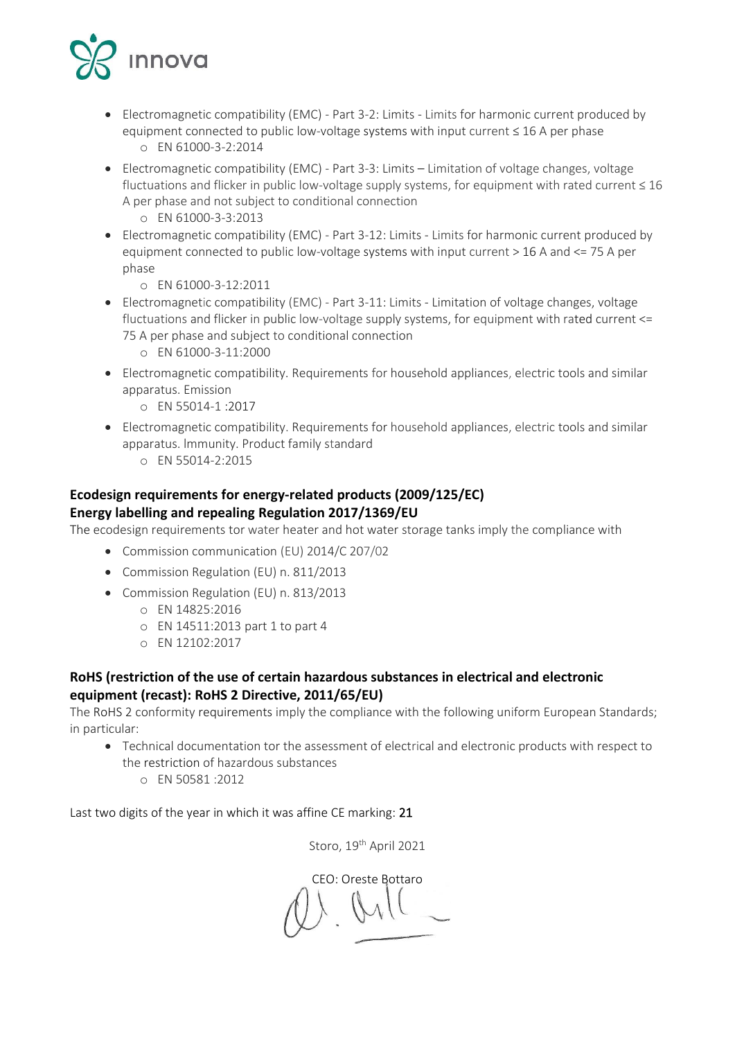- Electromagnetic compatibility (EMC) - Part 3-2: Limits - Limits for harmonic current produced by equipment connected to public low-voltage systems with input current ≤ 16 A per phase
  - EN 61000-3-2:2014
- Electromagnetic compatibility (EMC) - Part 3-3: Limits – Limitation of voltage changes, voltage fluctuations and flicker in public low-voltage supply systems, for equipment with rated current ≤ 16 A per phase and not subject to conditional connection
  - EN 61000-3-3:2013
- Electromagnetic compatibility (EMC) - Part 3-12: Limits - Limits for harmonic current produced by equipment connected to public low-voltage systems with input current > 16 A and <= 75 A per phase
  - EN 61000-3-12:2011
- Electromagnetic compatibility (EMC) - Part 3-11: Limits - Limitation of voltage changes, voltage fluctuations and flicker in public low-voltage supply systems, for equipment with rated current <= 75 A per phase and subject to conditional connection
  - EN 61000-3-11:2000
- Electromagnetic compatibility. Requirements for household appliances, electric tools and similar apparatus. Emission
  - EN 55014-1 :2017
- Electromagnetic compatibility. Requirements for household appliances, electric tools and similar apparatus. lmmunity. Product family standard
  - EN 55014-2:2015

**Ecodesign requirements for energy-related products (2009/125/EC)**
**Energy labelling and repealing Regulation 2017/1369/EU**

The ecodesign requirements tor water heater and hot water storage tanks imply the compliance with

- Commission communication (EU) 2014/C 207/02
- Commission Regulation (EU) n. 811/2013
- Commission Regulation (EU) n. 813/2013
  - EN 14825:2016
  - EN 14511:2013 part 1 to part 4
  - EN 12102:2017

**RoHS (restriction of the use of certain hazardous substances in electrical and electronic equipment (recast): RoHS 2 Directive, 2011/65/EU)**

The RoHS 2 conformity requirements imply the compliance with the following uniform European Standards; in particular:

- Technical documentation tor the assessment of electrical and electronic products with respect to the restriction of hazardous substances
  - EN 50581 :2012

Last two digits of the year in which it was affine CE marking: 21

Storo, 19th April 2021

CEO: Oreste Bottaro